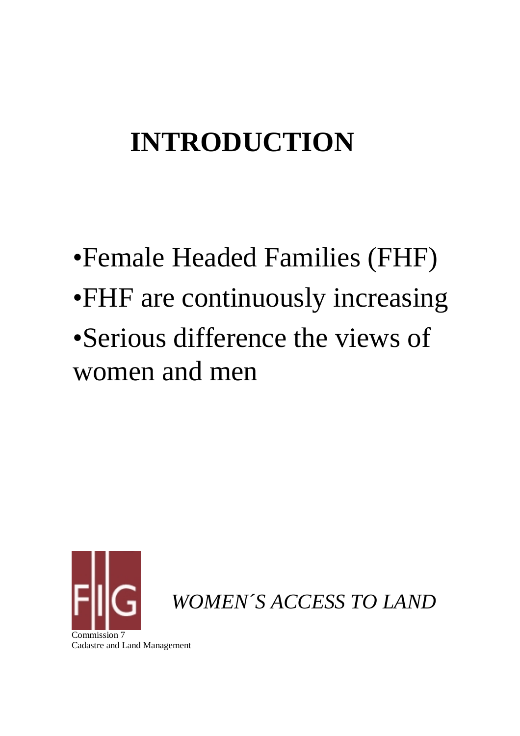# INTRODUCTION

- Female Headed Families (FHF)
- FHF are continuously increasing
- Serious difference the views of women and men

*WOMEN´S ACCESS TO LAND*

Commission 7
Cadastre and Land Management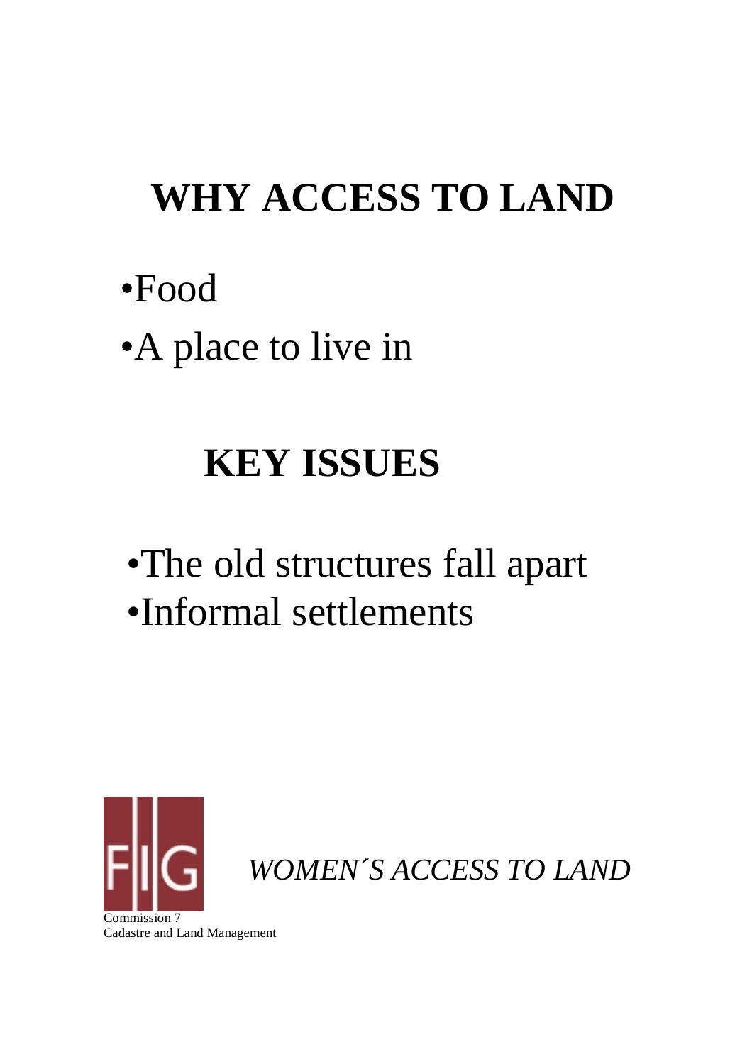# WHY ACCESS TO LAND

- Food
- A place to live in

# KEY ISSUES

- The old structures fall apart
- Informal settlements

*WOMEN´S ACCESS TO LAND*

Commission 7
Cadastre and Land Management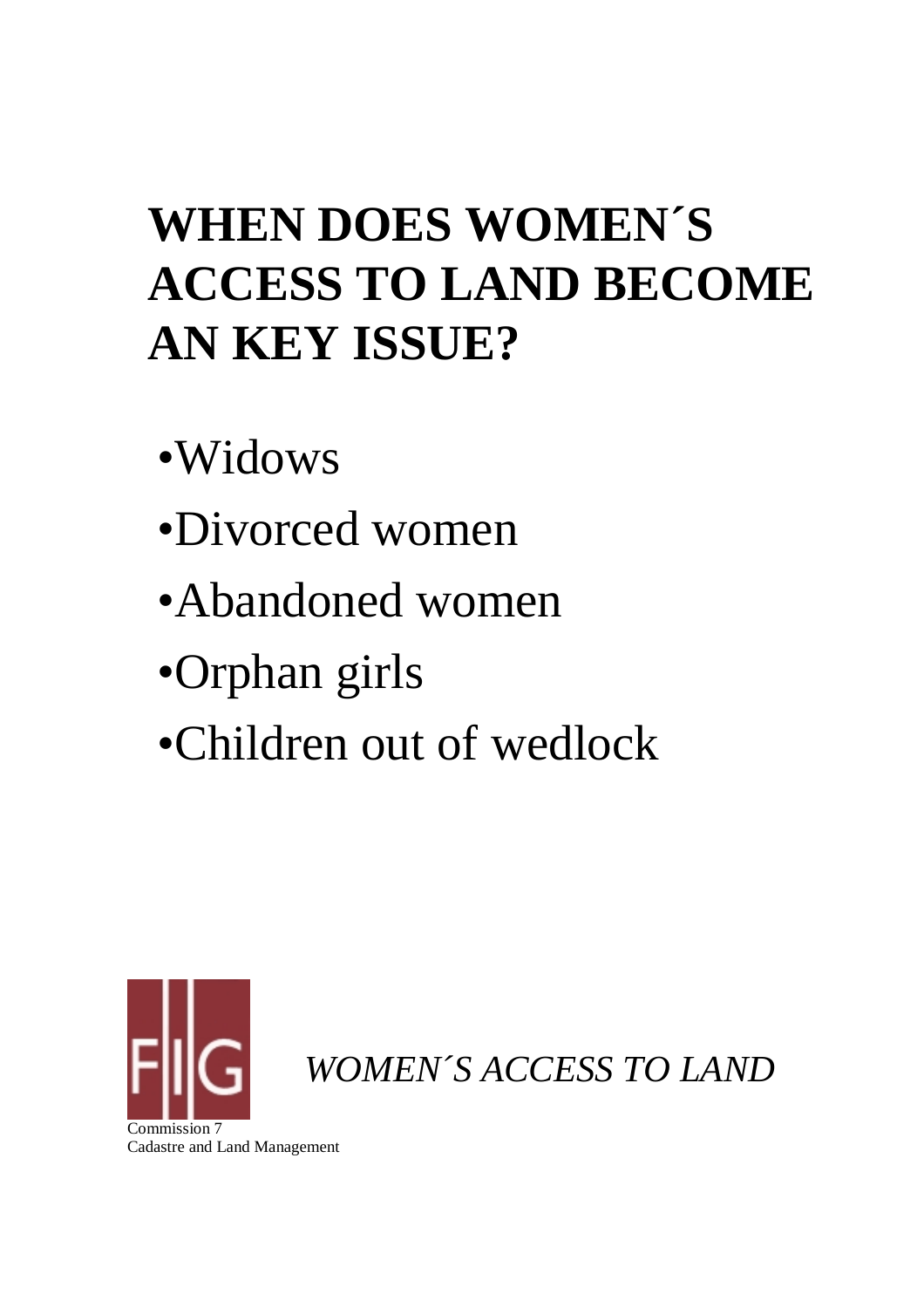# WHEN DOES WOMEN´S ACCESS TO LAND BECOME AN KEY ISSUE?

- Widows
- Divorced women
- Abandoned women
- Orphan girls
- Children out of wedlock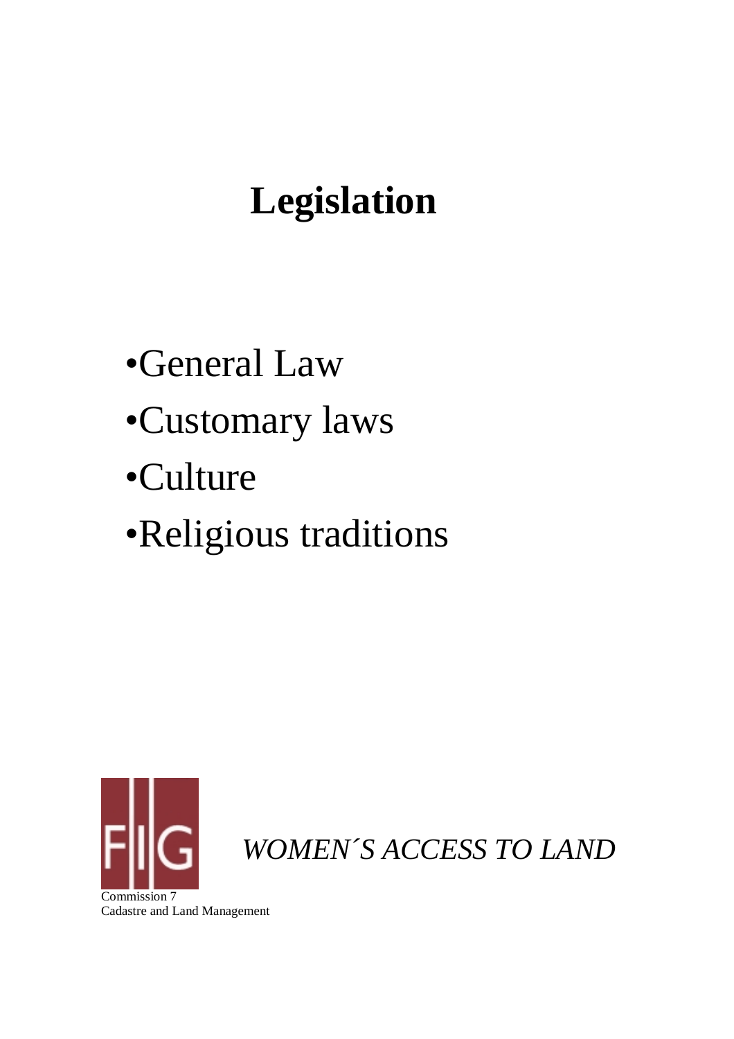# Legislation

- General Law
- Customary laws
- Culture
- Religious traditions

*WOMEN´S ACCESS TO LAND*

Commission 7
Cadastre and Land Management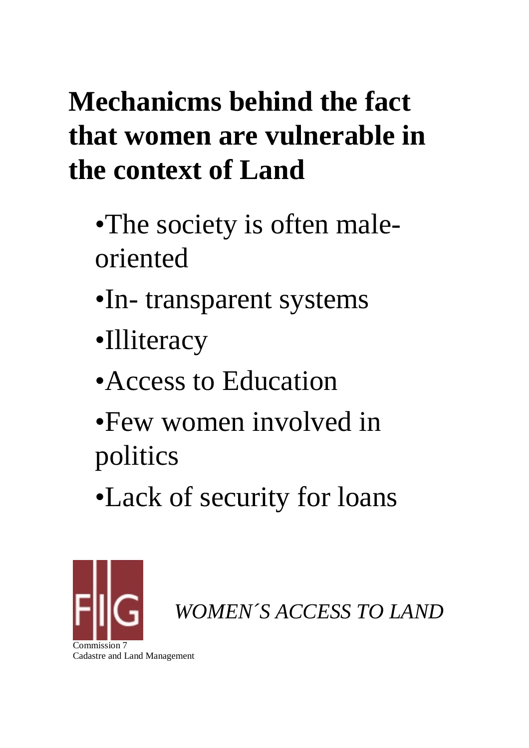# Mechanicms behind the fact that women are vulnerable in the context of Land

- The society is often male-oriented
- In- transparent systems
- Illiteracy
- Access to Education
- Few women involved in politics
- Lack of security for loans

FIG

*WOMEN´S ACCESS TO LAND*

Commission 7
Cadastre and Land Management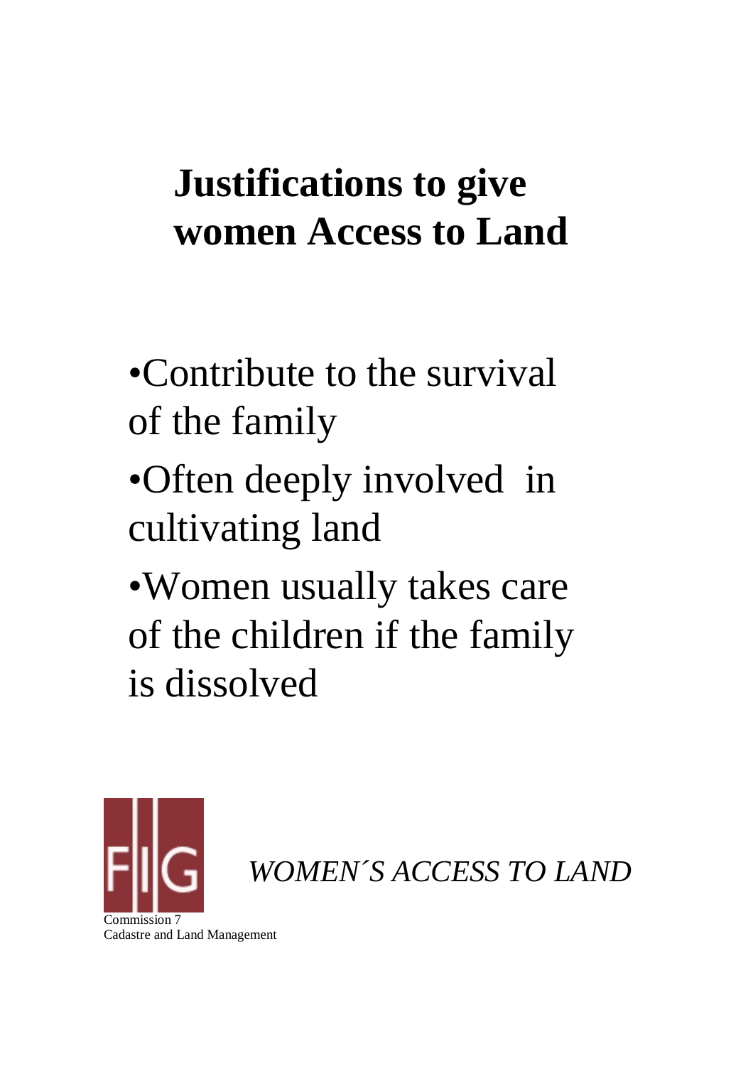# Justifications to give women Access to Land

- Contribute to the survival of the family
- Often deeply involved in cultivating land
- Women usually takes care of the children if the family is dissolved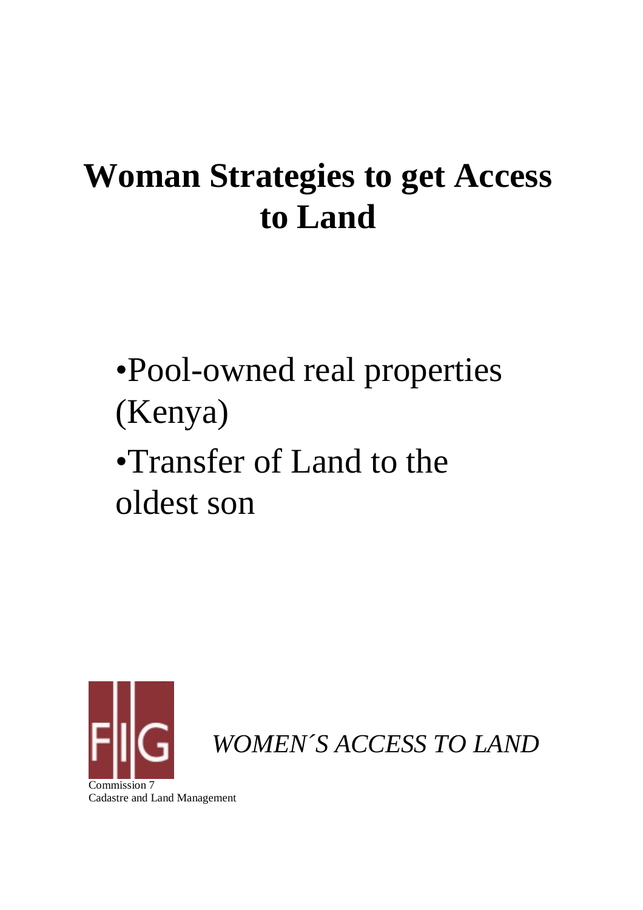# Woman Strategies to get Access to Land

- Pool-owned real properties (Kenya)
- Transfer of Land to the oldest son

*WOMEN´S ACCESS TO LAND*

Commission 7
Cadastre and Land Management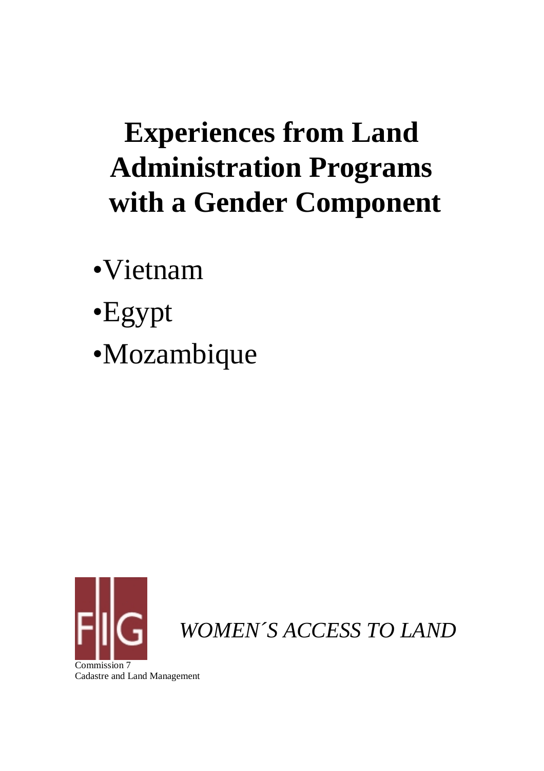# Experiences from Land Administration Programs with a Gender Component

- •Vietnam
- •Egypt
- •Mozambique

*WOMEN´S ACCESS TO LAND*

Commission 7
Cadastre and Land Management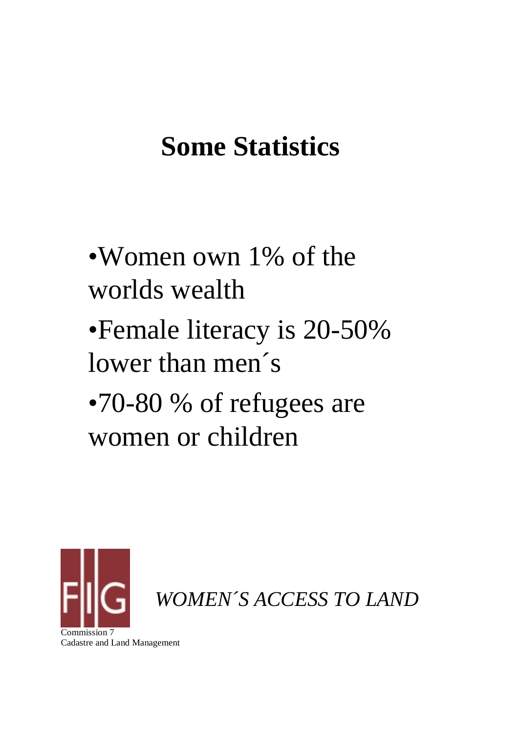# Some Statistics

- Women own 1% of the worlds wealth
- Female literacy is 20-50% lower than men´s
- 70-80 % of refugees are women or children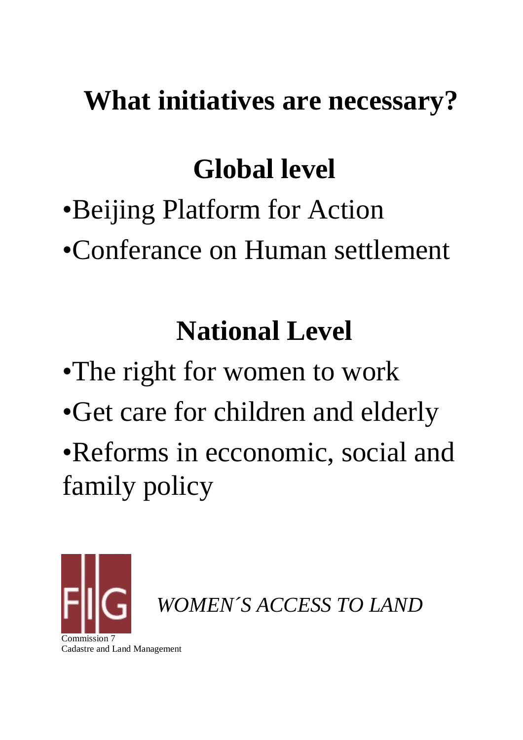# What initiatives are necessary?

## Global level

- Beijing Platform for Action
- Conferance on Human settlement

## National Level

- The right for women to work
- Get care for children and elderly
- Reforms in ecconomic, social and family policy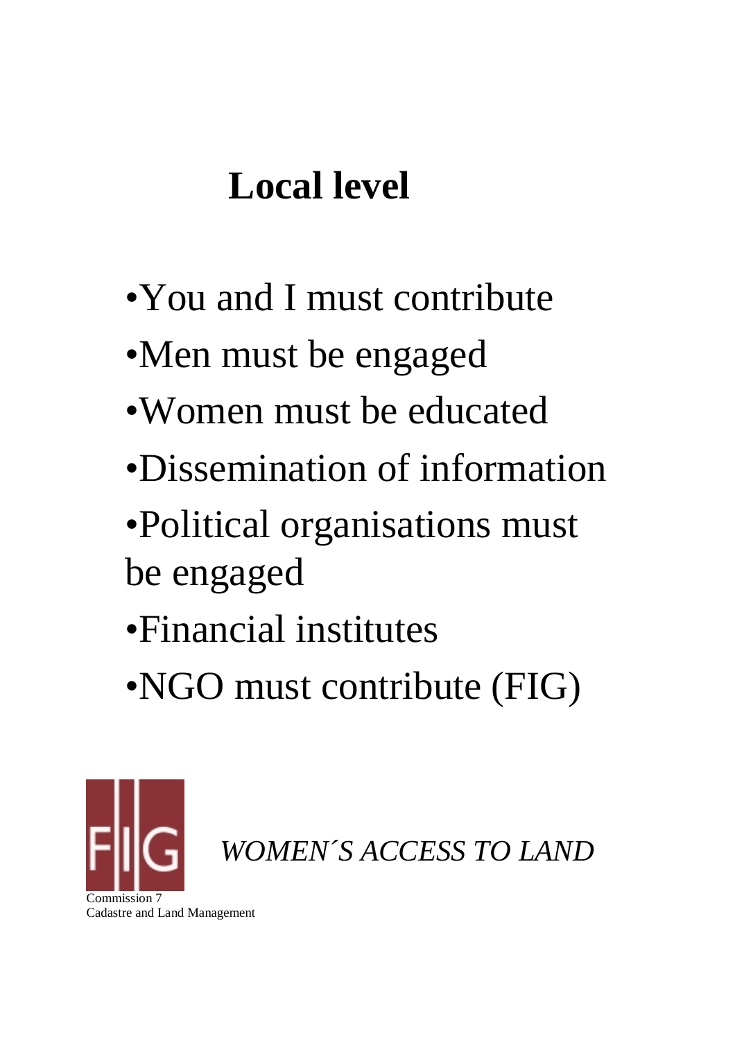# Local level

- You and I must contribute
- Men must be engaged
- Women must be educated
- Dissemination of information
- Political organisations must be engaged
- Financial institutes
- NGO must contribute (FIG)

*WOMEN´S ACCESS TO LAND*

Commission 7
Cadastre and Land Management